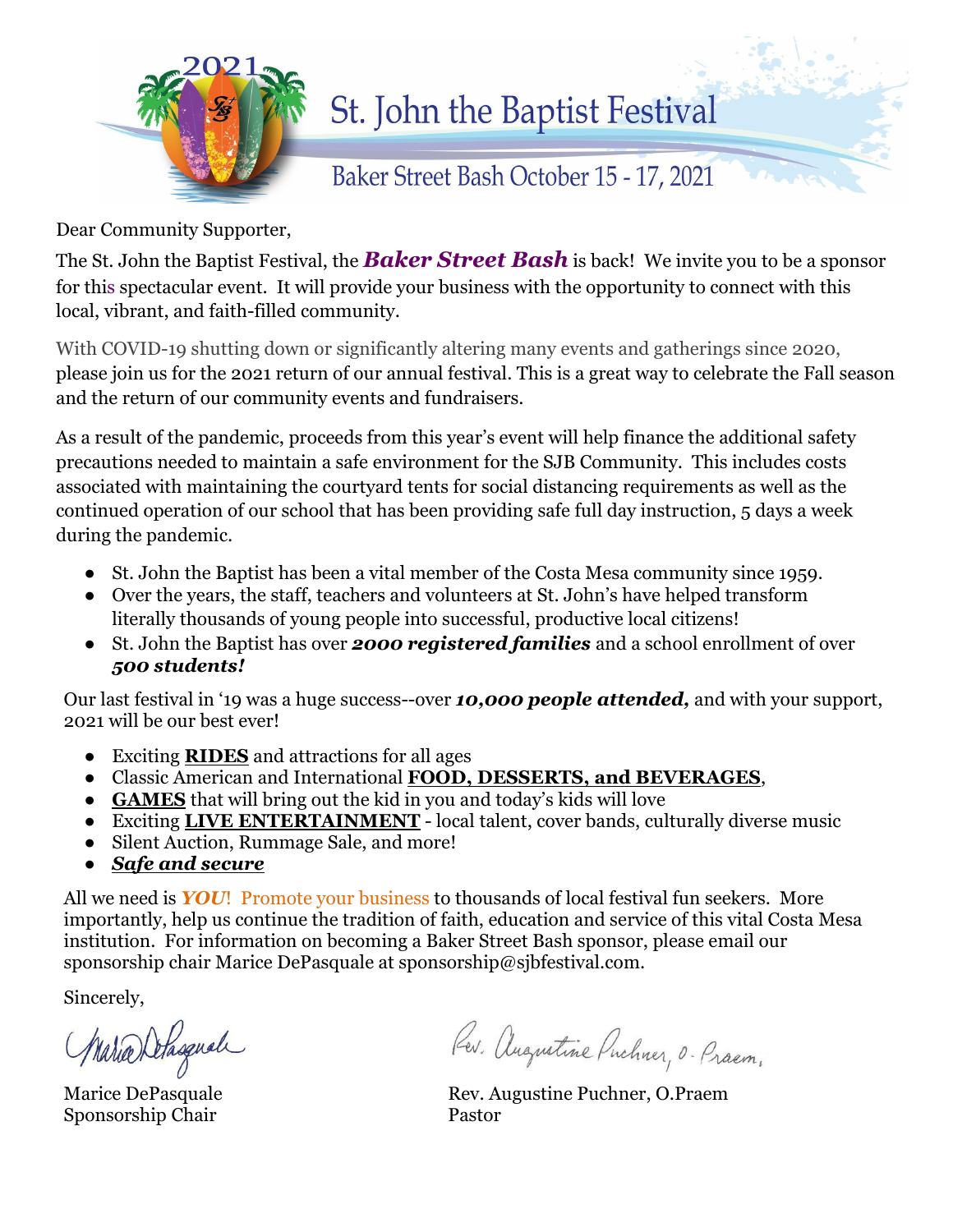# St. John the Baptist Festival

## Baker Street Bash October 15 - 17, 2021

Dear Community Supporter,

The St. John the Baptist Festival, the ***Baker Street Bash*** is back! We invite you to be a sponsor for this spectacular event. It will provide your business with the opportunity to connect with this local, vibrant, and faith-filled community.

With COVID-19 shutting down or significantly altering many events and gatherings since 2020, please join us for the 2021 return of our annual festival. This is a great way to celebrate the Fall season and the return of our community events and fundraisers.

As a result of the pandemic, proceeds from this year's event will help finance the additional safety precautions needed to maintain a safe environment for the SJB Community. This includes costs associated with maintaining the courtyard tents for social distancing requirements as well as the continued operation of our school that has been providing safe full day instruction, 5 days a week during the pandemic.

- St. John the Baptist has been a vital member of the Costa Mesa community since 1959.
- Over the years, the staff, teachers and volunteers at St. John's have helped transform literally thousands of young people into successful, productive local citizens!
- St. John the Baptist has over ***2000 registered families*** and a school enrollment of over ***500 students!***

Our last festival in '19 was a huge success--over ***10,000 people attended,*** and with your support, 2021 will be our best ever!

- Exciting **RIDES** and attractions for all ages
- Classic American and International **FOOD, DESSERTS, and BEVERAGES**,
- **GAMES** that will bring out the kid in you and today's kids will love
- Exciting **LIVE ENTERTAINMENT** - local talent, cover bands, culturally diverse music
- Silent Auction, Rummage Sale, and more!
- ***Safe and secure***

All we need is ***YOU***! Promote your business to thousands of local festival fun seekers. More importantly, help us continue the tradition of faith, education and service of this vital Costa Mesa institution. For information on becoming a Baker Street Bash sponsor, please email our sponsorship chair Marice DePasquale at sponsorship@sjbfestival.com.

Sincerely,

Marice DePasquale
Sponsorship Chair

Rev. Augustine Puchner, O.Praem
Pastor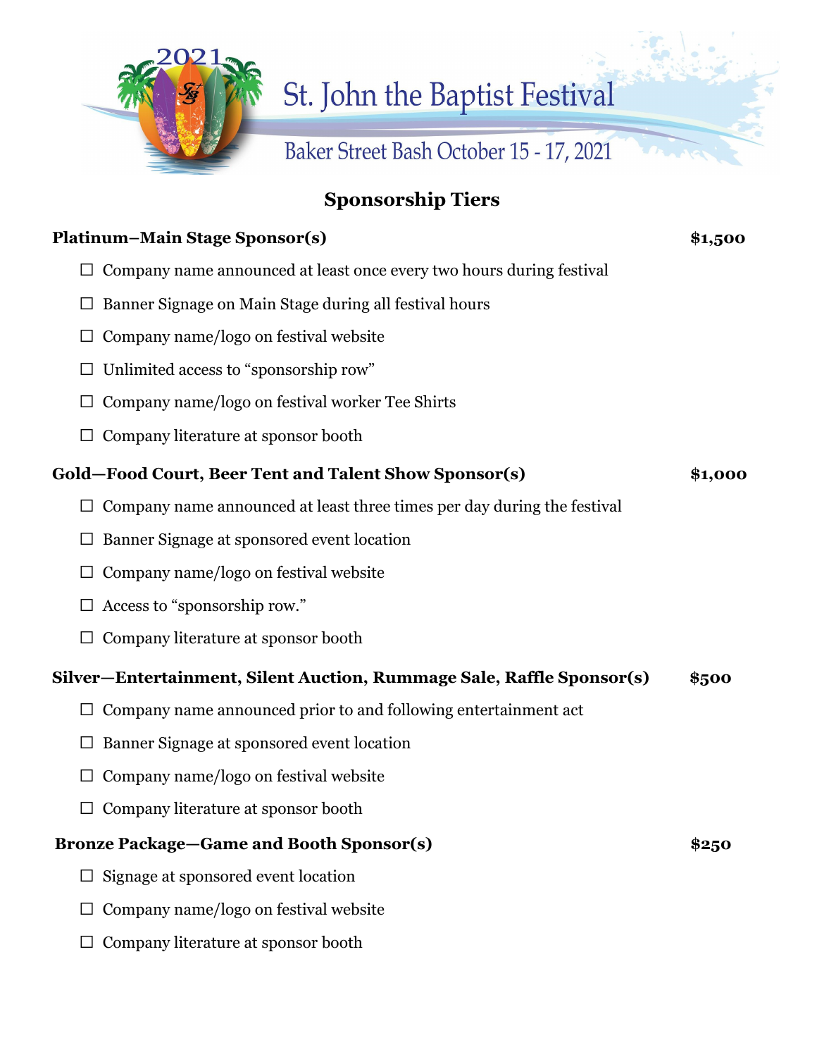# St. John the Baptist Festival

Baker Street Bash October 15 - 17, 2021

## Sponsorship Tiers

**Platinum–Main Stage Sponsor(s)** **$1,500**

- ☐ Company name announced at least once every two hours during festival
- ☐ Banner Signage on Main Stage during all festival hours
- ☐ Company name/logo on festival website
- ☐ Unlimited access to "sponsorship row"
- ☐ Company name/logo on festival worker Tee Shirts
- ☐ Company literature at sponsor booth

**Gold—Food Court, Beer Tent and Talent Show Sponsor(s)** **$1,000**

- ☐ Company name announced at least three times per day during the festival
- ☐ Banner Signage at sponsored event location
- ☐ Company name/logo on festival website
- ☐ Access to "sponsorship row."
- ☐ Company literature at sponsor booth

**Silver—Entertainment, Silent Auction, Rummage Sale, Raffle Sponsor(s)** **$500**

- ☐ Company name announced prior to and following entertainment act
- ☐ Banner Signage at sponsored event location
- ☐ Company name/logo on festival website
- ☐ Company literature at sponsor booth

**Bronze Package—Game and Booth Sponsor(s)** **$250**

- ☐ Signage at sponsored event location
- ☐ Company name/logo on festival website
- ☐ Company literature at sponsor booth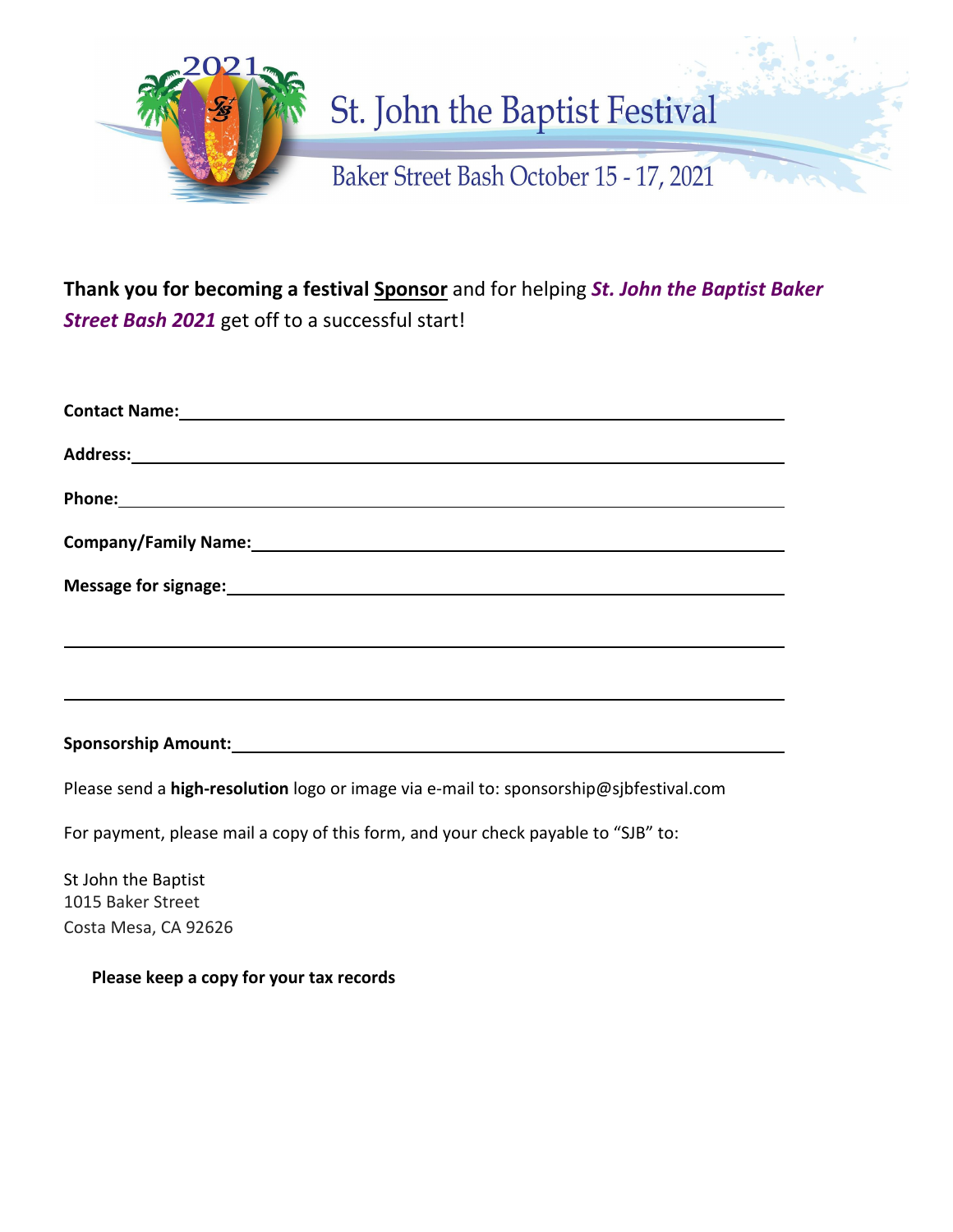# St. John the Baptist Festival

## Baker Street Bash October 15 - 17, 2021

**Thank you for becoming a festival Sponsor** and for helping ***St. John the Baptist Baker Street Bash 2021*** get off to a successful start!

**Contact Name:** ______________________________________________

**Address:** ______________________________________________

**Phone:** ______________________________________________

**Company/Family Name:** ______________________________________________

**Message for signage:** ______________________________________________

______________________________________________

______________________________________________

**Sponsorship Amount:** ______________________________________________

Please send a **high-resolution** logo or image via e-mail to: sponsorship@sjbfestival.com

For payment, please mail a copy of this form, and your check payable to "SJB" to:

St John the Baptist
1015 Baker Street
Costa Mesa, CA 92626

**Please keep a copy for your tax records**